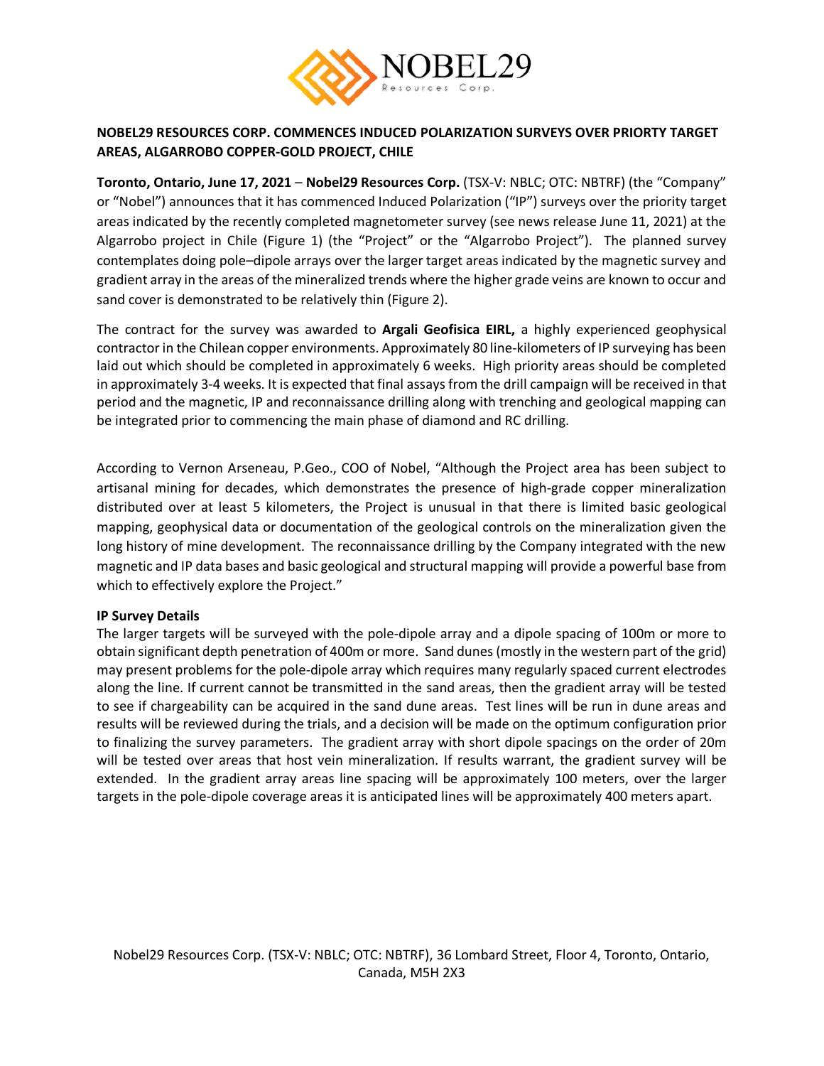# NOBEL29 RESOURCES CORP. COMMENCES INDUCED POLARIZATION SURVEYS OVER PRIORTY TARGET AREAS, ALGARROBO COPPER-GOLD PROJECT, CHILE

**Toronto, Ontario, June 17, 2021** – **Nobel29 Resources Corp.** (TSX-V: NBLC; OTC: NBTRF) (the "Company" or "Nobel") announces that it has commenced Induced Polarization ("IP") surveys over the priority target areas indicated by the recently completed magnetometer survey (see news release June 11, 2021) at the Algarrobo project in Chile (Figure 1) (the "Project" or the "Algarrobo Project"). The planned survey contemplates doing pole–dipole arrays over the larger target areas indicated by the magnetic survey and gradient array in the areas of the mineralized trends where the higher grade veins are known to occur and sand cover is demonstrated to be relatively thin (Figure 2).

The contract for the survey was awarded to **Argali Geofisica EIRL,** a highly experienced geophysical contractor in the Chilean copper environments. Approximately 80 line-kilometers of IP surveying has been laid out which should be completed in approximately 6 weeks. High priority areas should be completed in approximately 3-4 weeks. It is expected that final assays from the drill campaign will be received in that period and the magnetic, IP and reconnaissance drilling along with trenching and geological mapping can be integrated prior to commencing the main phase of diamond and RC drilling.

According to Vernon Arseneau, P.Geo., COO of Nobel, "Although the Project area has been subject to artisanal mining for decades, which demonstrates the presence of high-grade copper mineralization distributed over at least 5 kilometers, the Project is unusual in that there is limited basic geological mapping, geophysical data or documentation of the geological controls on the mineralization given the long history of mine development. The reconnaissance drilling by the Company integrated with the new magnetic and IP data bases and basic geological and structural mapping will provide a powerful base from which to effectively explore the Project."

**IP Survey Details**

The larger targets will be surveyed with the pole-dipole array and a dipole spacing of 100m or more to obtain significant depth penetration of 400m or more. Sand dunes (mostly in the western part of the grid) may present problems for the pole-dipole array which requires many regularly spaced current electrodes along the line. If current cannot be transmitted in the sand areas, then the gradient array will be tested to see if chargeability can be acquired in the sand dune areas. Test lines will be run in dune areas and results will be reviewed during the trials, and a decision will be made on the optimum configuration prior to finalizing the survey parameters. The gradient array with short dipole spacings on the order of 20m will be tested over areas that host vein mineralization. If results warrant, the gradient survey will be extended. In the gradient array areas line spacing will be approximately 100 meters, over the larger targets in the pole-dipole coverage areas it is anticipated lines will be approximately 400 meters apart.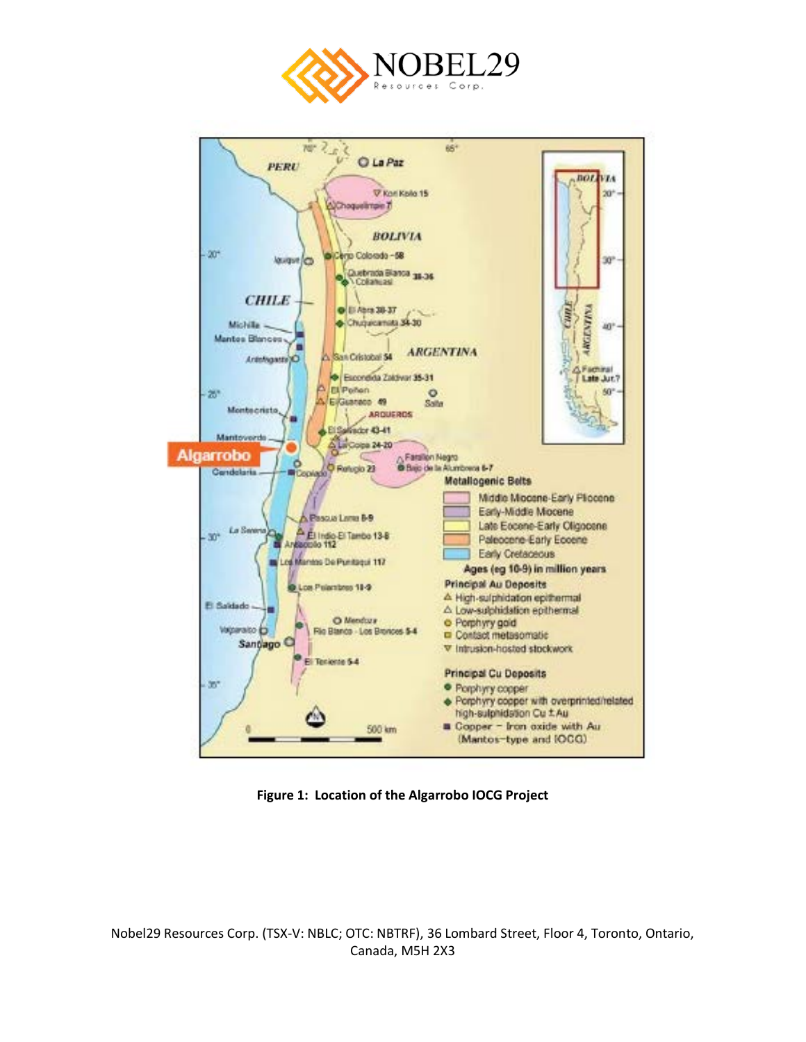**Figure 1: Location of the Algarrobo IOCG Project**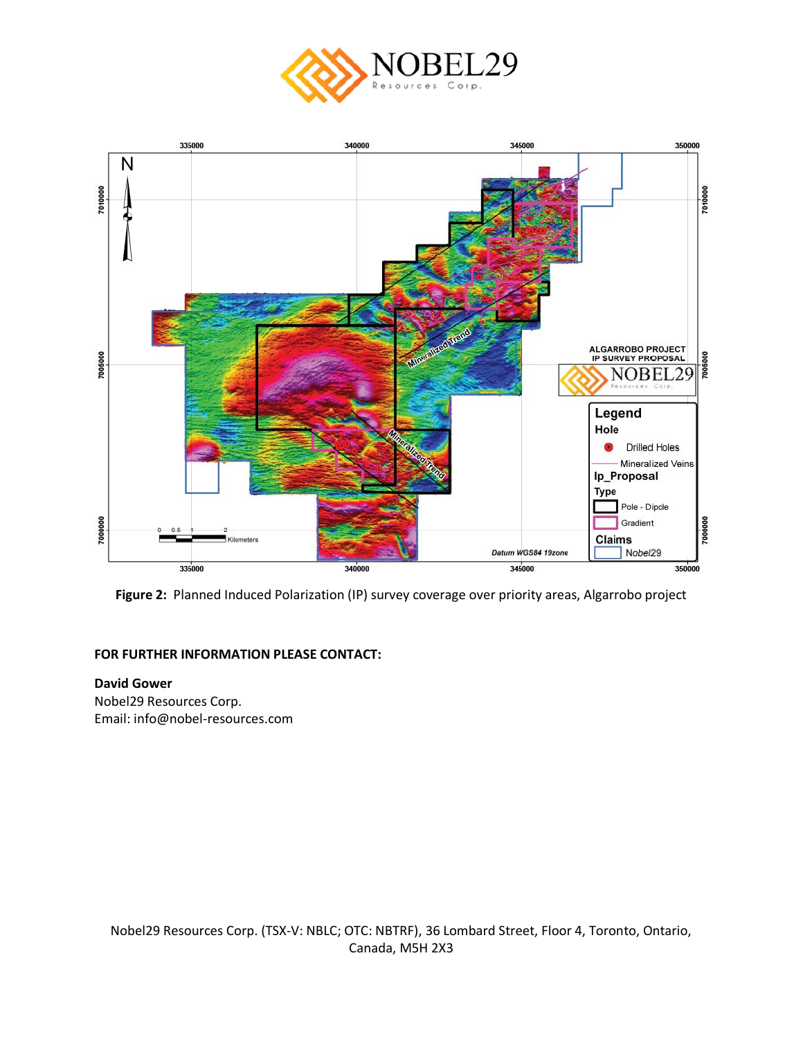**Figure 2:** Planned Induced Polarization (IP) survey coverage over priority areas, Algarrobo project

**FOR FURTHER INFORMATION PLEASE CONTACT:**

**David Gower**
Nobel29 Resources Corp.
Email: info@nobel-resources.com

Nobel29 Resources Corp. (TSX-V: NBLC; OTC: NBTRF), 36 Lombard Street, Floor 4, Toronto, Ontario, Canada, M5H 2X3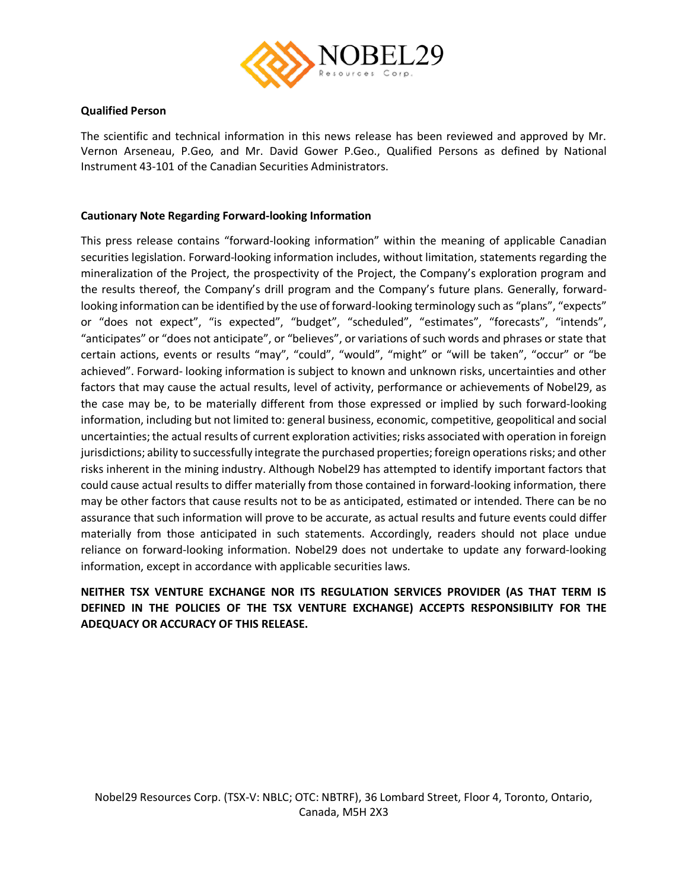**Qualified Person**

The scientific and technical information in this news release has been reviewed and approved by Mr. Vernon Arseneau, P.Geo, and Mr. David Gower P.Geo., Qualified Persons as defined by National Instrument 43-101 of the Canadian Securities Administrators.

**Cautionary Note Regarding Forward-looking Information**

This press release contains "forward-looking information" within the meaning of applicable Canadian securities legislation. Forward-looking information includes, without limitation, statements regarding the mineralization of the Project, the prospectivity of the Project, the Company's exploration program and the results thereof, the Company's drill program and the Company's future plans. Generally, forward-looking information can be identified by the use of forward-looking terminology such as "plans", "expects" or "does not expect", "is expected", "budget", "scheduled", "estimates", "forecasts", "intends", "anticipates" or "does not anticipate", or "believes", or variations of such words and phrases or state that certain actions, events or results "may", "could", "would", "might" or "will be taken", "occur" or "be achieved". Forward- looking information is subject to known and unknown risks, uncertainties and other factors that may cause the actual results, level of activity, performance or achievements of Nobel29, as the case may be, to be materially different from those expressed or implied by such forward-looking information, including but not limited to: general business, economic, competitive, geopolitical and social uncertainties; the actual results of current exploration activities; risks associated with operation in foreign jurisdictions; ability to successfully integrate the purchased properties; foreign operations risks; and other risks inherent in the mining industry. Although Nobel29 has attempted to identify important factors that could cause actual results to differ materially from those contained in forward-looking information, there may be other factors that cause results not to be as anticipated, estimated or intended. There can be no assurance that such information will prove to be accurate, as actual results and future events could differ materially from those anticipated in such statements. Accordingly, readers should not place undue reliance on forward-looking information. Nobel29 does not undertake to update any forward-looking information, except in accordance with applicable securities laws.

**NEITHER TSX VENTURE EXCHANGE NOR ITS REGULATION SERVICES PROVIDER (AS THAT TERM IS DEFINED IN THE POLICIES OF THE TSX VENTURE EXCHANGE) ACCEPTS RESPONSIBILITY FOR THE ADEQUACY OR ACCURACY OF THIS RELEASE.**